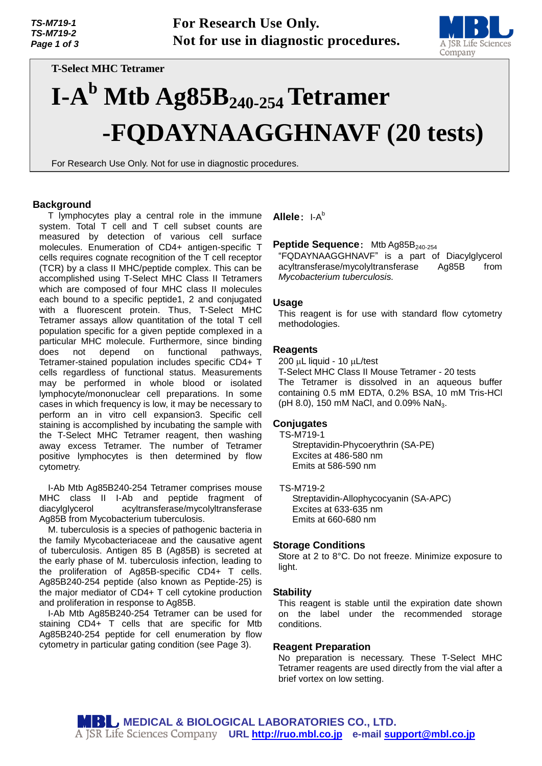**For Research Use Only.**
**Not for use in diagnostic procedures.**

**T-Select MHC Tetramer**

# I-A$^b$ Mtb Ag85B$_{240\text{-}254}$ Tetramer -FQDAYNAAGGHNAVF (20 tests)

For Research Use Only. Not for use in diagnostic procedures.

## Background

T lymphocytes play a central role in the immune system. Total T cell and T cell subset counts are measured by detection of various cell surface molecules. Enumeration of CD4+ antigen-specific T cells requires cognate recognition of the T cell receptor (TCR) by a class II MHC/peptide complex. This can be accomplished using T-Select MHC Class II Tetramers which are composed of four MHC class II molecules each bound to a specific peptide1, 2 and conjugated with a fluorescent protein. Thus, T-Select MHC Tetramer assays allow quantitation of the total T cell population specific for a given peptide complexed in a particular MHC molecule. Furthermore, since binding does not depend on functional pathways, Tetramer-stained population includes specific CD4+ T cells regardless of functional status. Measurements may be performed in whole blood or isolated lymphocyte/mononuclear cell preparations. In some cases in which frequency is low, it may be necessary to perform an in vitro cell expansion3. Specific cell staining is accomplished by incubating the sample with the T-Select MHC Tetramer reagent, then washing away excess Tetramer. The number of Tetramer positive lymphocytes is then determined by flow cytometry.

I-Ab Mtb Ag85B240-254 Tetramer comprises mouse MHC class II I-Ab and peptide fragment of diacylglycerol acyltransferase/mycolyltransferase Ag85B from Mycobacterium tuberculosis.

M. tuberculosis is a species of pathogenic bacteria in the family Mycobacteriaceae and the causative agent of tuberculosis. Antigen 85 B (Ag85B) is secreted at the early phase of M. tuberculosis infection, leading to the proliferation of Ag85B-specific CD4+ T cells. Ag85B240-254 peptide (also known as Peptide-25) is the major mediator of CD4+ T cell cytokine production and proliferation in response to Ag85B.

I-Ab Mtb Ag85B240-254 Tetramer can be used for staining CD4+ T cells that are specific for Mtb Ag85B240-254 peptide for cell enumeration by flow cytometry in particular gating condition (see Page 3).

**Allele**: I-A$^b$

**Peptide Sequence**: Mtb Ag85B$_{240\text{-}254}$

"FQDAYNAAGGHNAVF" is a part of Diacylglycerol acyltransferase/mycolyltransferase Ag85B from *Mycobacterium tuberculosis.*

## Usage

This reagent is for use with standard flow cytometry methodologies.

## Reagents

200 μL liquid - 10 μL/test

T-Select MHC Class II Mouse Tetramer - 20 tests

The Tetramer is dissolved in an aqueous buffer containing 0.5 mM EDTA, 0.2% BSA, 10 mM Tris-HCl (pH 8.0), 150 mM NaCl, and 0.09% $NaN_3$.

## Conjugates

TS-M719-1
- Streptavidin-Phycoerythrin (SA-PE)
- Excites at 486-580 nm
- Emits at 586-590 nm

TS-M719-2
- Streptavidin-Allophycocyanin (SA-APC)
- Excites at 633-635 nm
- Emits at 660-680 nm

## Storage Conditions

Store at 2 to 8°C. Do not freeze. Minimize exposure to light.

## Stability

This reagent is stable until the expiration date shown on the label under the recommended storage conditions.

## Reagent Preparation

No preparation is necessary. These T-Select MHC Tetramer reagents are used directly from the vial after a brief vortex on low setting.

**MEDICAL & BIOLOGICAL LABORATORIES CO., LTD.**
A JSR Life Sciences Company **URL http://ruo.mbl.co.jp e-mail support@mbl.co.jp**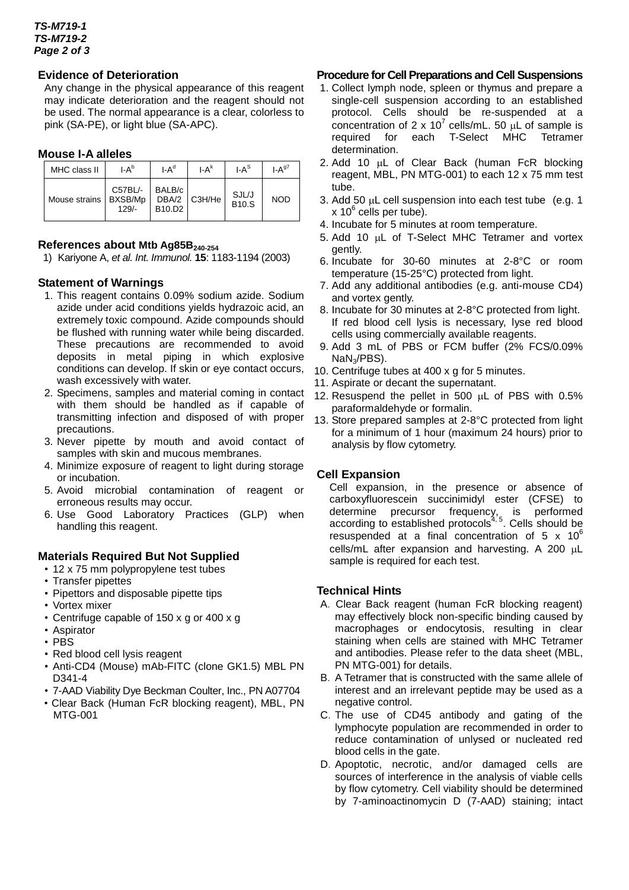## Evidence of Deterioration

Any change in the physical appearance of this reagent may indicate deterioration and the reagent should not be used. The normal appearance is a clear, colorless to pink (SA-PE), or light blue (SA-APC).

## Mouse I-A alleles

| MHC class II | $I\text{-}A^b$ | $I\text{-}A^d$ | $I\text{-}A^k$ | $I\text{-}A^S$ | $I\text{-}A^{g7}$ |
|---|---|---|---|---|---|
| Mouse strains | C57BL/- BXSB/Mp 129/- | BALB/c DBA/2 B10.D2 | C3H/He | SJL/J B10.S | NOD |

## References about Mtb Ag85B$_{240\text{-}254}$

1) Kariyone A, *et al. Int. Immunol.* **15**: 1183-1194 (2003)

## Statement of Warnings

1. This reagent contains 0.09% sodium azide. Sodium azide under acid conditions yields hydrazoic acid, an extremely toxic compound. Azide compounds should be flushed with running water while being discarded. These precautions are recommended to avoid deposits in metal piping in which explosive conditions can develop. If skin or eye contact occurs, wash excessively with water.
2. Specimens, samples and material coming in contact with them should be handled as if capable of transmitting infection and disposed of with proper precautions.
3. Never pipette by mouth and avoid contact of samples with skin and mucous membranes.
4. Minimize exposure of reagent to light during storage or incubation.
5. Avoid microbial contamination of reagent or erroneous results may occur.
6. Use Good Laboratory Practices (GLP) when handling this reagent.

## Materials Required But Not Supplied

- 12 x 75 mm polypropylene test tubes
- Transfer pipettes
- Pipettors and disposable pipette tips
- Vortex mixer
- Centrifuge capable of 150 x g or 400 x g
- Aspirator
- PBS
- Red blood cell lysis reagent
- Anti-CD4 (Mouse) mAb-FITC (clone GK1.5) MBL PN D341-4
- 7-AAD Viability Dye Beckman Coulter, Inc., PN A07704
- Clear Back (Human FcR blocking reagent), MBL, PN MTG-001

## Procedure for Cell Preparations and Cell Suspensions

1. Collect lymph node, spleen or thymus and prepare a single-cell suspension according to an established protocol. Cells should be re-suspended at a concentration of $2 \times 10^7$ cells/mL. 50 μL of sample is required for each T-Select MHC Tetramer determination.
2. Add 10 μL of Clear Back (human FcR blocking reagent, MBL, PN MTG-001) to each 12 x 75 mm test tube.
3. Add 50 μL cell suspension into each test tube (e.g. $1 \times 10^6$ cells per tube).
4. Incubate for 5 minutes at room temperature.
5. Add 10 μL of T-Select MHC Tetramer and vortex gently.
6. Incubate for 30-60 minutes at 2-8°C or room temperature (15-25°C) protected from light.
7. Add any additional antibodies (e.g. anti-mouse CD4) and vortex gently.
8. Incubate for 30 minutes at 2-8°C protected from light. If red blood cell lysis is necessary, lyse red blood cells using commercially available reagents.
9. Add 3 mL of PBS or FCM buffer (2% FCS/0.09% $NaN_3$/PBS).
10. Centrifuge tubes at 400 x g for 5 minutes.
11. Aspirate or decant the supernatant.
12. Resuspend the pellet in 500 μL of PBS with 0.5% paraformaldehyde or formalin.
13. Store prepared samples at 2-8°C protected from light for a minimum of 1 hour (maximum 24 hours) prior to analysis by flow cytometry.

## Cell Expansion

Cell expansion, in the presence or absence of carboxyfluorescein succinimidyl ester (CFSE) to determine precursor frequency, is performed according to established protocols[4, 5]. Cells should be resuspended at a final concentration of $5 \times 10^6$ cells/mL after expansion and harvesting. A 200 μL sample is required for each test.

## Technical Hints

A. Clear Back reagent (human FcR blocking reagent) may effectively block non-specific binding caused by macrophages or endocytosis, resulting in clear staining when cells are stained with MHC Tetramer and antibodies. Please refer to the data sheet (MBL, PN MTG-001) for details.

B. A Tetramer that is constructed with the same allele of interest and an irrelevant peptide may be used as a negative control.

C. The use of CD45 antibody and gating of the lymphocyte population are recommended in order to reduce contamination of unlysed or nucleated red blood cells in the gate.

D. Apoptotic, necrotic, and/or damaged cells are sources of interference in the analysis of viable cells by flow cytometry. Cell viability should be determined by 7-aminoactinomycin D (7-AAD) staining; intact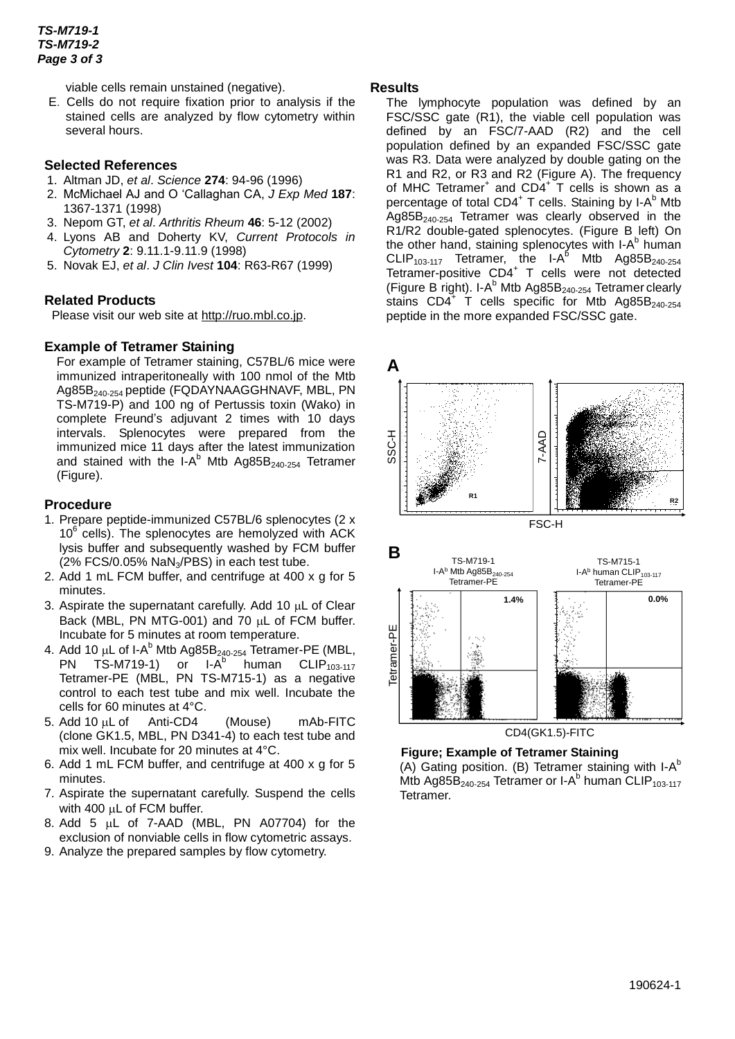viable cells remain unstained (negative).

E. Cells do not require fixation prior to analysis if the stained cells are analyzed by flow cytometry within several hours.

## Selected References

1. Altman JD, *et al*. *Science* **274**: 94-96 (1996)
2. McMichael AJ and O 'Callaghan CA, *J Exp Med* **187**: 1367-1371 (1998)
3. Nepom GT, *et al*. *Arthritis Rheum* **46**: 5-12 (2002)
4. Lyons AB and Doherty KV, *Current Protocols in Cytometry* **2**: 9.11.1-9.11.9 (1998)
5. Novak EJ, *et al*. *J Clin Ivest* **104**: R63-R67 (1999)

## Related Products

Please visit our web site at http://ruo.mbl.co.jp.

## Example of Tetramer Staining

For example of Tetramer staining, C57BL/6 mice were immunized intraperitoneally with 100 nmol of the Mtb $Ag85B_{240\text{-}254}$ peptide (FQDAYNAAGGHNAVF, MBL, PN TS-M719-P) and 100 ng of Pertussis toxin (Wako) in complete Freund's adjuvant 2 times with 10 days intervals. Splenocytes were prepared from the immunized mice 11 days after the latest immunization and stained with the $I\text{-}A^b$ Mtb $Ag85B_{240\text{-}254}$ Tetramer (Figure).

## Procedure

1. Prepare peptide-immunized C57BL/6 splenocytes (2 x $10^6$ cells). The splenocytes are hemolyzed with ACK lysis buffer and subsequently washed by FCM buffer (2% FCS/0.05% $NaN_3$/PBS) in each test tube.
2. Add 1 mL FCM buffer, and centrifuge at 400 x g for 5 minutes.
3. Aspirate the supernatant carefully. Add 10 $\mu$L of Clear Back (MBL, PN MTG-001) and 70 $\mu$L of FCM buffer. Incubate for 5 minutes at room temperature.
4. Add 10 $\mu$L of $I\text{-}A^b$ Mtb $Ag85B_{240\text{-}254}$ Tetramer-PE (MBL, PN TS-M719-1) or $I\text{-}A^b$ human $CLIP_{103\text{-}117}$ Tetramer-PE (MBL, PN TS-M715-1) as a negative control to each test tube and mix well. Incubate the cells for 60 minutes at 4°C.
5. Add 10 $\mu$L of Anti-CD4 (Mouse) mAb-FITC (clone GK1.5, MBL, PN D341-4) to each test tube and mix well. Incubate for 20 minutes at 4°C.
6. Add 1 mL FCM buffer, and centrifuge at 400 x g for 5 minutes.
7. Aspirate the supernatant carefully. Suspend the cells with 400 $\mu$L of FCM buffer.
8. Add 5 $\mu$L of 7-AAD (MBL, PN A07704) for the exclusion of nonviable cells in flow cytometric assays.
9. Analyze the prepared samples by flow cytometry.

## Results

The lymphocyte population was defined by an FSC/SSC gate (R1), the viable cell population was defined by an FSC/7-AAD (R2) and the cell population defined by an expanded FSC/SSC gate was R3. Data were analyzed by double gating on the R1 and R2, or R3 and R2 (Figure A). The frequency of MHC Tetramer$^+$ and $CD4^+$ T cells is shown as a percentage of total $CD4^+$ T cells. Staining by $I\text{-}A^b$ Mtb $Ag85B_{240\text{-}254}$ Tetramer was clearly observed in the R1/R2 double-gated splenocytes. (Figure B left) On the other hand, staining splenocytes with $I\text{-}A^b$ human $CLIP_{103\text{-}117}$ Tetramer, the $I\text{-}A^b$ Mtb $Ag85B_{240\text{-}254}$ Tetramer-positive $CD4^+$ T cells were not detected (Figure B right). $I\text{-}A^b$ Mtb $Ag85B_{240\text{-}254}$ Tetramer clearly stains $CD4^+$ T cells specific for Mtb $Ag85B_{240\text{-}254}$ peptide in the more expanded FSC/SSC gate.

A

SSC-H

7-AAD

R1

R2

FSC-H

B

TS-M719-1
$I\text{-}A^b$ Mtb $Ag85B_{240\text{-}254}$
Tetramer-PE

TS-M715-1
$I\text{-}A^b$ human $CLIP_{103\text{-}117}$
Tetramer-PE

1.4%

0.0%

Tetramer-PE

CD4(GK1.5)-FITC

**Figure; Example of Tetramer Staining**
(A) Gating position. (B) Tetramer staining with $I\text{-}A^b$ Mtb $Ag85B_{240\text{-}254}$ Tetramer or $I\text{-}A^b$ human $CLIP_{103\text{-}117}$ Tetramer.